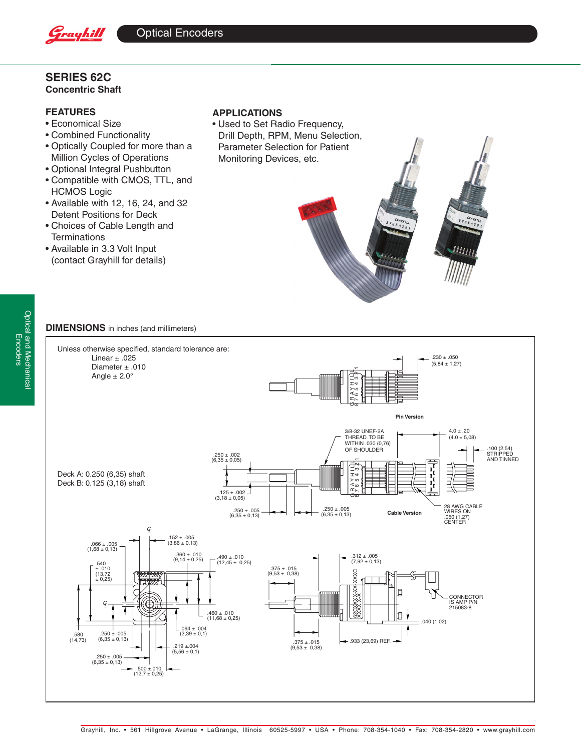## SERIES 62C

**Concentric Shaft**

### FEATURES

- Economical Size
- Combined Functionality
- Optically Coupled for more than a Million Cycles of Operations
- Optional Integral Pushbutton
- Compatible with CMOS, TTL, and HCMOS Logic
- Available with 12, 16, 24, and 32 Detent Positions for Deck
- Choices of Cable Length and Terminations
- Available in 3.3 Volt Input (contact Grayhill for details)

### APPLICATIONS

- Used to Set Radio Frequency, Drill Depth, RPM, Menu Selection, Parameter Selection for Patient Monitoring Devices, etc.

### DIMENSIONS in inches (and millimeters)

Unless otherwise specified, standard tolerance are:
Linear ± .025
Diameter ± .010
Angle ± 2.0°

Deck A: 0.250 (6,35) shaft
Deck B: 0.125 (3,18) shaft

**Pin Version**

.230 ± .050 (5,84 ± 1,27)

**Cable Version**

3/8-32 UNEF-2A THREAD. TO BE WITHIN .030 (0,76) OF SHOULDER

.250 ± .002 (6,35 ± 0,05)

.125 ± .002 (3,18 ± 0,05)

.250 ± .005 (6,35 ± 0,13)

.250 ± .005 (6,35 ± 0,13)

4.0 ± .20 (4.0 ± 5,08)

.100 (2,54) STRIPPED AND TINNED

28 AWG CABLE WIRES ON .050 (1,27) CENTER

.066 ± .005 (1,68 ± 0,13)

.152 ± .005 (3,86 ± 0,13)

.360 ± .010 (9,14 ± 0,25)

.490 ± .010 (12,45 ± 0,25)

.540 ± .010 (13,72 ± 0,25)

.460 ± .010 (11,68 ± 0,25)

.094 ± .004 (2,39 ± 0,1)

.580 (14,73)

.250 ± .005 (6,35 ± 0,13)

.219 ±.004 (5,56 ± 0,1)

.250 ± .005 (6,35 ± 0,13)

.500 ±.010 (12,7 ± 0,25)

.375 ± .015 (9,53 ± 0,38)

.312 ± .005 (7,92 ± 0,13)

.375 ± .015 (9,53 ± 0,38)

.933 (23,69) REF.

.040 (1.02)

CONNECTOR IS AMP P/N 215083-8

62CXXXX-XX-XXXC XXXX X-X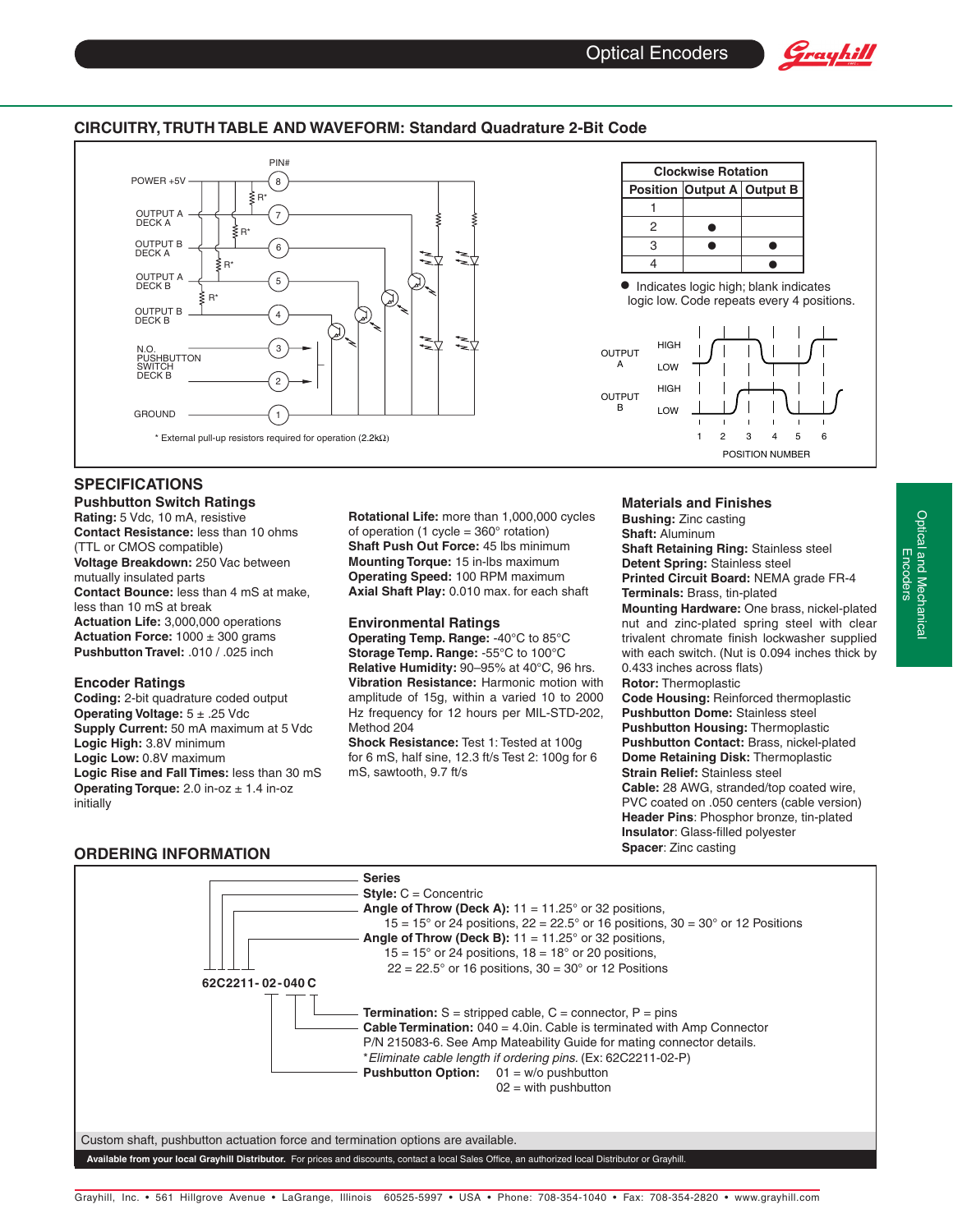## CIRCUITRY, TRUTH TABLE AND WAVEFORM: Standard Quadrature 2-Bit Code

PIN#

POWER +5V

OUTPUT A DECK A

OUTPUT B DECK A

OUTPUT A DECK B

OUTPUT B DECK B

N.O. PUSHBUTTON SWITCH DECK B

GROUND

R*

8 7 6 5 4 3 2 1

\* External pull-up resistors required for operation (2.2kΩ)

| Clockwise Rotation | | |
|---|---|---|
| Position | Output A | Output B |
| 1 | | |
| 2 | ● | |
| 3 | ● | ● |
| 4 | | ● |

● Indicates logic high; blank indicates logic low. Code repeats every 4 positions.

OUTPUT A HIGH LOW

OUTPUT B HIGH LOW

1 2 3 4 5 6

POSITION NUMBER

## SPECIFICATIONS

### Pushbutton Switch Ratings

**Rating:** 5 Vdc, 10 mA, resistive
**Contact Resistance:** less than 10 ohms (TTL or CMOS compatible)
**Voltage Breakdown:** 250 Vac between mutually insulated parts
**Contact Bounce:** less than 4 mS at make, less than 10 mS at break
**Actuation Life:** 3,000,000 operations
**Actuation Force:** 1000 ± 300 grams
**Pushbutton Travel:** .010 / .025 inch

### Encoder Ratings

**Coding:** 2-bit quadrature coded output
**Operating Voltage:** 5 ± .25 Vdc
**Supply Current:** 50 mA maximum at 5 Vdc
**Logic High:** 3.8V minimum
**Logic Low:** 0.8V maximum
**Logic Rise and Fall Times:** less than 30 mS
**Operating Torque:** 2.0 in-oz ± 1.4 in-oz initially

**Rotational Life:** more than 1,000,000 cycles of operation (1 cycle = 360° rotation)
**Shaft Push Out Force:** 45 lbs minimum
**Mounting Torque:** 15 in-lbs maximum
**Operating Speed:** 100 RPM maximum
**Axial Shaft Play:** 0.010 max. for each shaft

### Environmental Ratings

**Operating Temp. Range:** -40°C to 85°C
**Storage Temp. Range:** -55°C to 100°C
**Relative Humidity:** 90–95% at 40°C, 96 hrs.
**Vibration Resistance:** Harmonic motion with amplitude of 15g, within a varied 10 to 2000 Hz frequency for 12 hours per MIL-STD-202, Method 204
**Shock Resistance:** Test 1: Tested at 100g for 6 mS, half sine, 12.3 ft/s Test 2: 100g for 6 mS, sawtooth, 9.7 ft/s

### Materials and Finishes

**Bushing:** Zinc casting
**Shaft:** Aluminum
**Shaft Retaining Ring:** Stainless steel
**Detent Spring:** Stainless steel
**Printed Circuit Board:** NEMA grade FR-4
**Terminals:** Brass, tin-plated
**Mounting Hardware:** One brass, nickel-plated nut and zinc-plated spring steel with clear trivalent chromate finish lockwasher supplied with each switch. (Nut is 0.094 inches thick by 0.433 inches across flats)
**Rotor:** Thermoplastic
**Code Housing:** Reinforced thermoplastic
**Pushbutton Dome:** Stainless steel
**Pushbutton Housing:** Thermoplastic
**Pushbutton Contact:** Brass, nickel-plated
**Dome Retaining Disk:** Thermoplastic
**Strain Relief:** Stainless steel
**Cable:** 28 AWG, stranded/top coated wire, PVC coated on .050 centers (cable version)
**Header Pins**: Phosphor bronze, tin-plated
**Insulator**: Glass-filled polyester
**Spacer**: Zinc casting

## ORDERING INFORMATION

**62C2211- 02 - 040 C**

**Series**
**Style:** C = Concentric
**Angle of Throw (Deck A):** 11 = 11.25° or 32 positions, 15 = 15° or 24 positions, 22 = 22.5° or 16 positions, 30 = 30° or 12 Positions
**Angle of Throw (Deck B):** 11 = 11.25° or 32 positions, 15 = 15° or 24 positions, 18 = 18° or 20 positions, 22 = 22.5° or 16 positions, 30 = 30° or 12 Positions

**Termination:** S = stripped cable, C = connector, P = pins
**Cable Termination:** 040 = 4.0in. Cable is terminated with Amp Connector P/N 215083-6. See Amp Mateability Guide for mating connector details.
*\*Eliminate cable length if ordering pins.* (Ex: 62C2211-02-P)
**Pushbutton Option:** 01 = w/o pushbutton
02 = with pushbutton

Custom shaft, pushbutton actuation force and termination options are available.

**Available from your local Grayhill Distributor.** For prices and discounts, contact a local Sales Office, an authorized local Distributor or Grayhill.